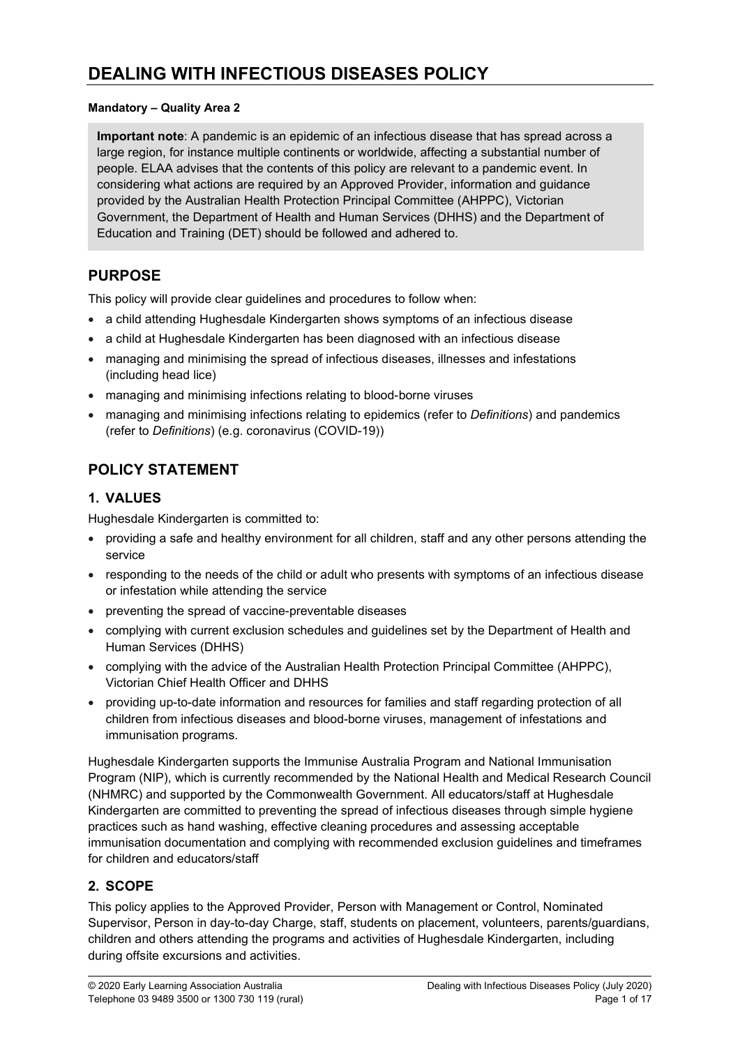# DEALING WITH INFECTIOUS DISEASES POLICY

**Mandatory – Quality Area 2**

> **Important note**: A pandemic is an epidemic of an infectious disease that has spread across a large region, for instance multiple continents or worldwide, affecting a substantial number of people. ELAA advises that the contents of this policy are relevant to a pandemic event. In considering what actions are required by an Approved Provider, information and guidance provided by the Australian Health Protection Principal Committee (AHPPC), Victorian Government, the Department of Health and Human Services (DHHS) and the Department of Education and Training (DET) should be followed and adhered to.

## PURPOSE

This policy will provide clear guidelines and procedures to follow when:

- a child attending Hughesdale Kindergarten shows symptoms of an infectious disease
- a child at Hughesdale Kindergarten has been diagnosed with an infectious disease
- managing and minimising the spread of infectious diseases, illnesses and infestations (including head lice)
- managing and minimising infections relating to blood-borne viruses
- managing and minimising infections relating to epidemics (refer to *Definitions*) and pandemics (refer to *Definitions*) (e.g. coronavirus (COVID-19))

## POLICY STATEMENT

### 1. VALUES

Hughesdale Kindergarten is committed to:

- providing a safe and healthy environment for all children, staff and any other persons attending the service
- responding to the needs of the child or adult who presents with symptoms of an infectious disease or infestation while attending the service
- preventing the spread of vaccine-preventable diseases
- complying with current exclusion schedules and guidelines set by the Department of Health and Human Services (DHHS)
- complying with the advice of the Australian Health Protection Principal Committee (AHPPC), Victorian Chief Health Officer and DHHS
- providing up-to-date information and resources for families and staff regarding protection of all children from infectious diseases and blood-borne viruses, management of infestations and immunisation programs.

Hughesdale Kindergarten supports the Immunise Australia Program and National Immunisation Program (NIP), which is currently recommended by the National Health and Medical Research Council (NHMRC) and supported by the Commonwealth Government. All educators/staff at Hughesdale Kindergarten are committed to preventing the spread of infectious diseases through simple hygiene practices such as hand washing, effective cleaning procedures and assessing acceptable immunisation documentation and complying with recommended exclusion guidelines and timeframes for children and educators/staff

### 2. SCOPE

This policy applies to the Approved Provider, Person with Management or Control, Nominated Supervisor, Person in day-to-day Charge, staff, students on placement, volunteers, parents/guardians, children and others attending the programs and activities of Hughesdale Kindergarten, including during offsite excursions and activities.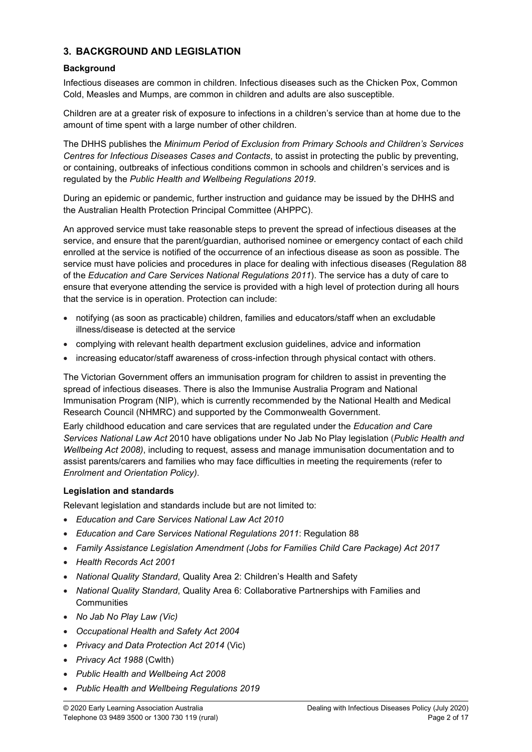## 3. BACKGROUND AND LEGISLATION

### Background

Infectious diseases are common in children. Infectious diseases such as the Chicken Pox, Common Cold, Measles and Mumps, are common in children and adults are also susceptible.

Children are at a greater risk of exposure to infections in a children's service than at home due to the amount of time spent with a large number of other children.

The DHHS publishes the *Minimum Period of Exclusion from Primary Schools and Children's Services Centres for Infectious Diseases Cases and Contacts*, to assist in protecting the public by preventing, or containing, outbreaks of infectious conditions common in schools and children's services and is regulated by the *Public Health and Wellbeing Regulations 2019*.

During an epidemic or pandemic, further instruction and guidance may be issued by the DHHS and the Australian Health Protection Principal Committee (AHPPC).

An approved service must take reasonable steps to prevent the spread of infectious diseases at the service, and ensure that the parent/guardian, authorised nominee or emergency contact of each child enrolled at the service is notified of the occurrence of an infectious disease as soon as possible. The service must have policies and procedures in place for dealing with infectious diseases (Regulation 88 of the *Education and Care Services National Regulations 2011*). The service has a duty of care to ensure that everyone attending the service is provided with a high level of protection during all hours that the service is in operation. Protection can include:

- notifying (as soon as practicable) children, families and educators/staff when an excludable illness/disease is detected at the service
- complying with relevant health department exclusion guidelines, advice and information
- increasing educator/staff awareness of cross-infection through physical contact with others.

The Victorian Government offers an immunisation program for children to assist in preventing the spread of infectious diseases. There is also the Immunise Australia Program and National Immunisation Program (NIP), which is currently recommended by the National Health and Medical Research Council (NHMRC) and supported by the Commonwealth Government.

Early childhood education and care services that are regulated under the *Education and Care Services National Law Act* 2010 have obligations under No Jab No Play legislation (*Public Health and Wellbeing Act 2008)*, including to request, assess and manage immunisation documentation and to assist parents/carers and families who may face difficulties in meeting the requirements (refer to *Enrolment and Orientation Policy)*.

### Legislation and standards

Relevant legislation and standards include but are not limited to:

- *Education and Care Services National Law Act 2010*
- *Education and Care Services National Regulations 2011*: Regulation 88
- *Family Assistance Legislation Amendment (Jobs for Families Child Care Package) Act 2017*
- *Health Records Act 2001*
- *National Quality Standard*, Quality Area 2: Children's Health and Safety
- *National Quality Standard*, Quality Area 6: Collaborative Partnerships with Families and Communities
- *No Jab No Play Law (Vic)*
- *Occupational Health and Safety Act 2004*
- *Privacy and Data Protection Act 2014* (Vic)
- *Privacy Act 1988* (Cwlth)
- *Public Health and Wellbeing Act 2008*
- *Public Health and Wellbeing Regulations 2019*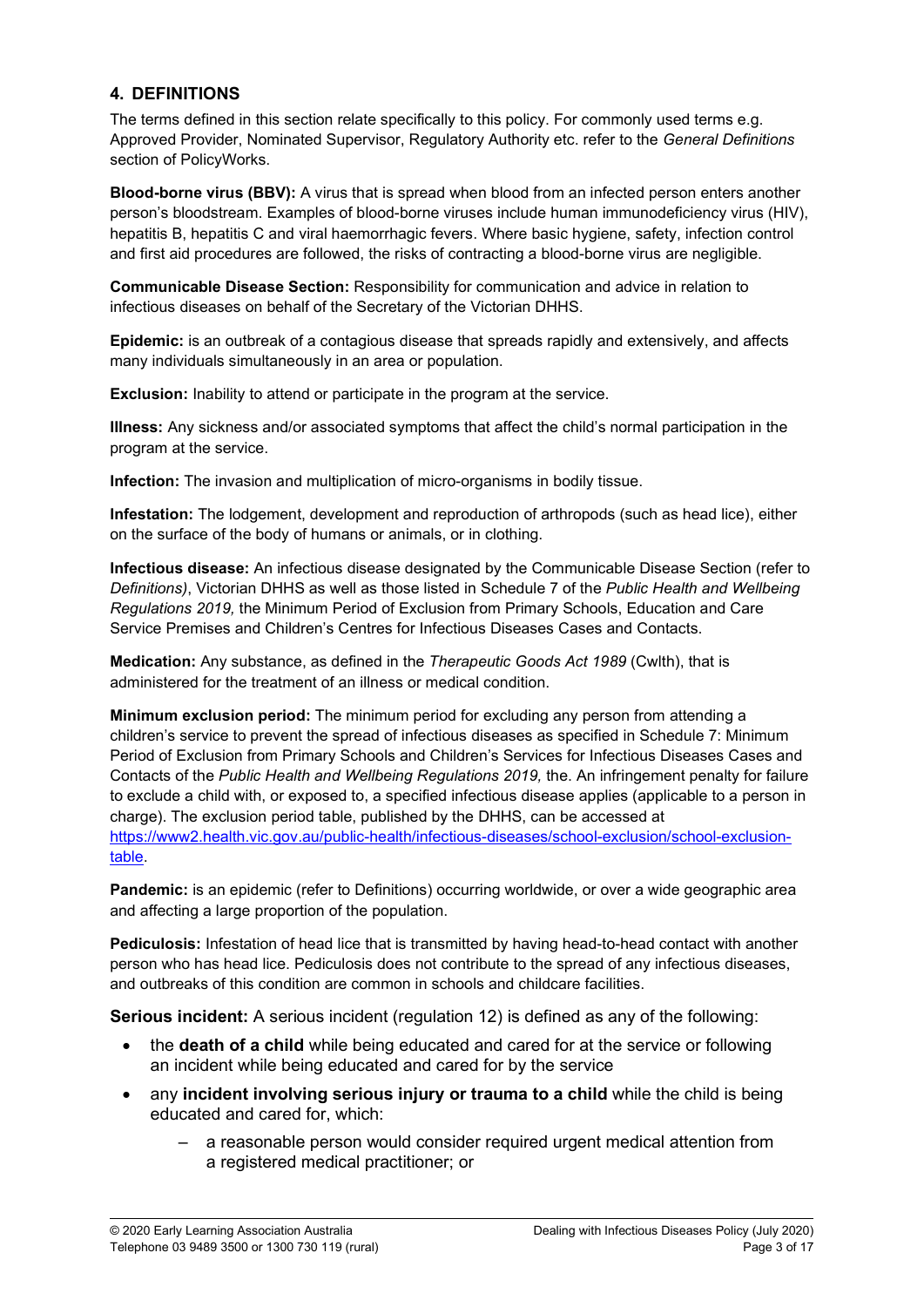## 4. DEFINITIONS

The terms defined in this section relate specifically to this policy. For commonly used terms e.g. Approved Provider, Nominated Supervisor, Regulatory Authority etc. refer to the *General Definitions* section of PolicyWorks.

**Blood-borne virus (BBV):** A virus that is spread when blood from an infected person enters another person's bloodstream. Examples of blood-borne viruses include human immunodeficiency virus (HIV), hepatitis B, hepatitis C and viral haemorrhagic fevers. Where basic hygiene, safety, infection control and first aid procedures are followed, the risks of contracting a blood-borne virus are negligible.

**Communicable Disease Section:** Responsibility for communication and advice in relation to infectious diseases on behalf of the Secretary of the Victorian DHHS.

**Epidemic:** is an outbreak of a contagious disease that spreads rapidly and extensively, and affects many individuals simultaneously in an area or population.

**Exclusion:** Inability to attend or participate in the program at the service.

**Illness:** Any sickness and/or associated symptoms that affect the child's normal participation in the program at the service.

**Infection:** The invasion and multiplication of micro-organisms in bodily tissue.

**Infestation:** The lodgement, development and reproduction of arthropods (such as head lice), either on the surface of the body of humans or animals, or in clothing.

**Infectious disease:** An infectious disease designated by the Communicable Disease Section (refer to *Definitions)*, Victorian DHHS as well as those listed in Schedule 7 of the *Public Health and Wellbeing Regulations 2019,* the Minimum Period of Exclusion from Primary Schools, Education and Care Service Premises and Children's Centres for Infectious Diseases Cases and Contacts.

**Medication:** Any substance, as defined in the *Therapeutic Goods Act 1989* (Cwlth), that is administered for the treatment of an illness or medical condition.

**Minimum exclusion period:** The minimum period for excluding any person from attending a children's service to prevent the spread of infectious diseases as specified in Schedule 7: Minimum Period of Exclusion from Primary Schools and Children's Services for Infectious Diseases Cases and Contacts of the *Public Health and Wellbeing Regulations 2019,* the. An infringement penalty for failure to exclude a child with, or exposed to, a specified infectious disease applies (applicable to a person in charge). The exclusion period table, published by the DHHS, can be accessed at [https://www2.health.vic.gov.au/public-health/infectious-diseases/school-exclusion/school-exclusion-table](https://www2.health.vic.gov.au/public-health/infectious-diseases/school-exclusion/school-exclusion-table).

**Pandemic:** is an epidemic (refer to Definitions) occurring worldwide, or over a wide geographic area and affecting a large proportion of the population.

**Pediculosis:** Infestation of head lice that is transmitted by having head-to-head contact with another person who has head lice. Pediculosis does not contribute to the spread of any infectious diseases, and outbreaks of this condition are common in schools and childcare facilities.

**Serious incident:** A serious incident (regulation 12) is defined as any of the following:

- the **death of a child** while being educated and cared for at the service or following an incident while being educated and cared for by the service
- any **incident involving serious injury or trauma to a child** while the child is being educated and cared for, which:
  - a reasonable person would consider required urgent medical attention from a registered medical practitioner; or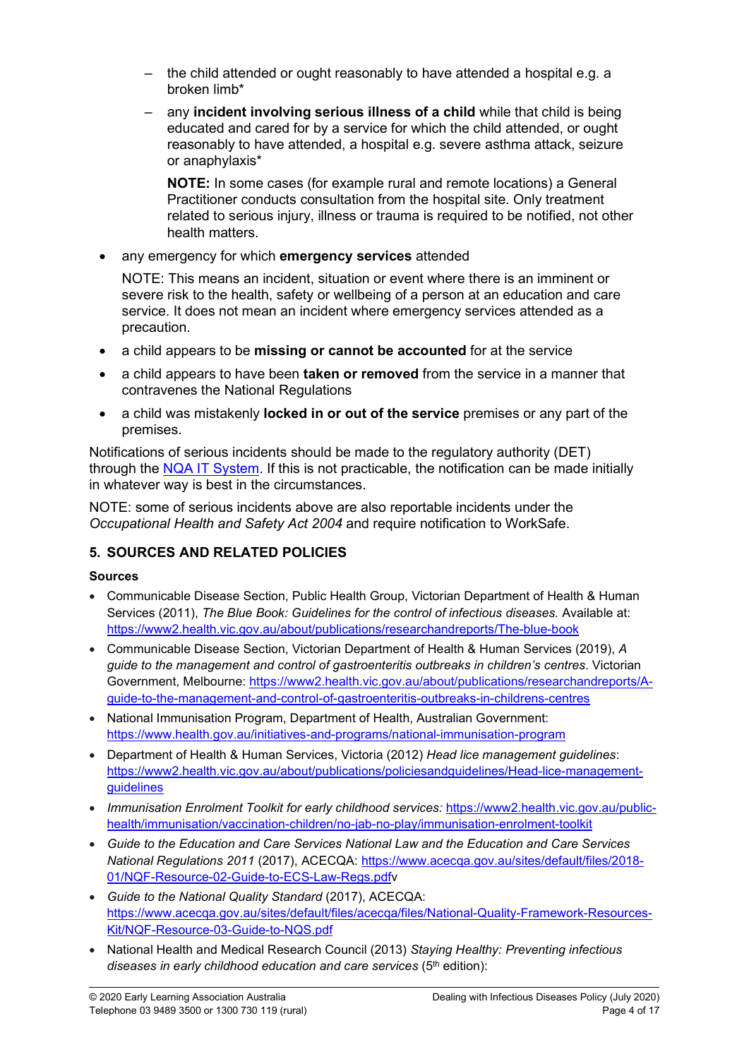- the child attended or ought reasonably to have attended a hospital e.g. a broken limb*
  - any **incident involving serious illness of a child** while that child is being educated and cared for by a service for which the child attended, or ought reasonably to have attended, a hospital e.g. severe asthma attack, seizure or anaphylaxis*

    **NOTE:** In some cases (for example rural and remote locations) a General Practitioner conducts consultation from the hospital site. Only treatment related to serious injury, illness or trauma is required to be notified, not other health matters.

- any emergency for which **emergency services** attended

  NOTE: This means an incident, situation or event where there is an imminent or severe risk to the health, safety or wellbeing of a person at an education and care service. It does not mean an incident where emergency services attended as a precaution.

- a child appears to be **missing or cannot be accounted** for at the service
- a child appears to have been **taken or removed** from the service in a manner that contravenes the National Regulations
- a child was mistakenly **locked in or out of the service** premises or any part of the premises.

Notifications of serious incidents should be made to the regulatory authority (DET) through the [NQA IT System](). If this is not practicable, the notification can be made initially in whatever way is best in the circumstances.

NOTE: some of serious incidents above are also reportable incidents under the *Occupational Health and Safety Act 2004* and require notification to WorkSafe.

## 5. SOURCES AND RELATED POLICIES

### Sources

- Communicable Disease Section, Public Health Group, Victorian Department of Health & Human Services (2011), *The Blue Book: Guidelines for the control of infectious diseases.* Available at: https://www2.health.vic.gov.au/about/publications/researchandreports/The-blue-book
- Communicable Disease Section, Victorian Department of Health & Human Services (2019), *A guide to the management and control of gastroenteritis outbreaks in children's centres*. Victorian Government, Melbourne: https://www2.health.vic.gov.au/about/publications/researchandreports/A-guide-to-the-management-and-control-of-gastroenteritis-outbreaks-in-childrens-centres
- National Immunisation Program, Department of Health, Australian Government: https://www.health.gov.au/initiatives-and-programs/national-immunisation-program
- Department of Health & Human Services, Victoria (2012) *Head lice management guidelines*: https://www2.health.vic.gov.au/about/publications/policiesandguidelines/Head-lice-management-guidelines
- *Immunisation Enrolment Toolkit for early childhood services:* https://www2.health.vic.gov.au/public-health/immunisation/vaccination-children/no-jab-no-play/immunisation-enrolment-toolkit
- *Guide to the Education and Care Services National Law and the Education and Care Services National Regulations 2011* (2017), ACECQA: https://www.acecqa.gov.au/sites/default/files/2018-01/NQF-Resource-02-Guide-to-ECS-Law-Regs.pdfv
- *Guide to the National Quality Standard* (2017), ACECQA: https://www.acecqa.gov.au/sites/default/files/acecqa/files/National-Quality-Framework-Resources-Kit/NQF-Resource-03-Guide-to-NQS.pdf
- National Health and Medical Research Council (2013) *Staying Healthy: Preventing infectious diseases in early childhood education and care services* (5th edition):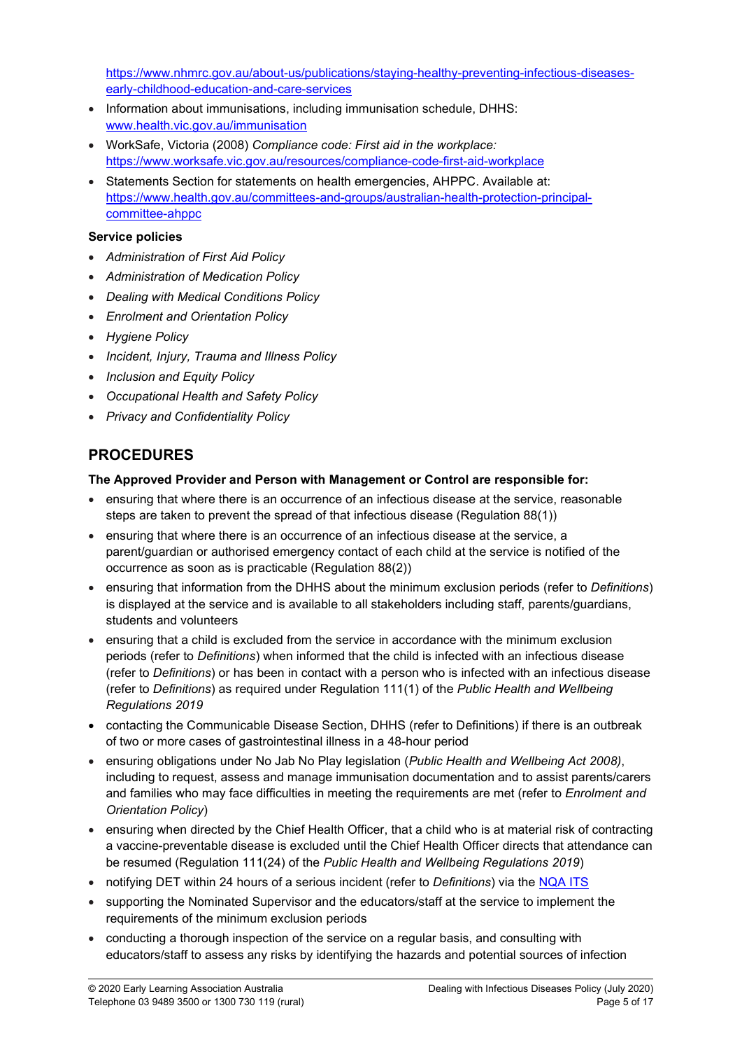https://www.nhmrc.gov.au/about-us/publications/staying-healthy-preventing-infectious-diseases-early-childhood-education-and-care-services

- Information about immunisations, including immunisation schedule, DHHS: www.health.vic.gov.au/immunisation
- WorkSafe, Victoria (2008) *Compliance code: First aid in the workplace:* https://www.worksafe.vic.gov.au/resources/compliance-code-first-aid-workplace
- Statements Section for statements on health emergencies, AHPPC. Available at: https://www.health.gov.au/committees-and-groups/australian-health-protection-principal-committee-ahppc

**Service policies**

- *Administration of First Aid Policy*
- *Administration of Medication Policy*
- *Dealing with Medical Conditions Policy*
- *Enrolment and Orientation Policy*
- *Hygiene Policy*
- *Incident, Injury, Trauma and Illness Policy*
- *Inclusion and Equity Policy*
- *Occupational Health and Safety Policy*
- *Privacy and Confidentiality Policy*

## PROCEDURES

**The Approved Provider and Person with Management or Control are responsible for:**

- ensuring that where there is an occurrence of an infectious disease at the service, reasonable steps are taken to prevent the spread of that infectious disease (Regulation 88(1))
- ensuring that where there is an occurrence of an infectious disease at the service, a parent/guardian or authorised emergency contact of each child at the service is notified of the occurrence as soon as is practicable (Regulation 88(2))
- ensuring that information from the DHHS about the minimum exclusion periods (refer to *Definitions*) is displayed at the service and is available to all stakeholders including staff, parents/guardians, students and volunteers
- ensuring that a child is excluded from the service in accordance with the minimum exclusion periods (refer to *Definitions*) when informed that the child is infected with an infectious disease (refer to *Definitions*) or has been in contact with a person who is infected with an infectious disease (refer to *Definitions*) as required under Regulation 111(1) of the *Public Health and Wellbeing Regulations 2019*
- contacting the Communicable Disease Section, DHHS (refer to Definitions) if there is an outbreak of two or more cases of gastrointestinal illness in a 48-hour period
- ensuring obligations under No Jab No Play legislation (*Public Health and Wellbeing Act 2008)*, including to request, assess and manage immunisation documentation and to assist parents/carers and families who may face difficulties in meeting the requirements are met (refer to *Enrolment and Orientation Policy*)
- ensuring when directed by the Chief Health Officer, that a child who is at material risk of contracting a vaccine-preventable disease is excluded until the Chief Health Officer directs that attendance can be resumed (Regulation 111(24) of the *Public Health and Wellbeing Regulations 2019*)
- notifying DET within 24 hours of a serious incident (refer to *Definitions*) via the NQA ITS
- supporting the Nominated Supervisor and the educators/staff at the service to implement the requirements of the minimum exclusion periods
- conducting a thorough inspection of the service on a regular basis, and consulting with educators/staff to assess any risks by identifying the hazards and potential sources of infection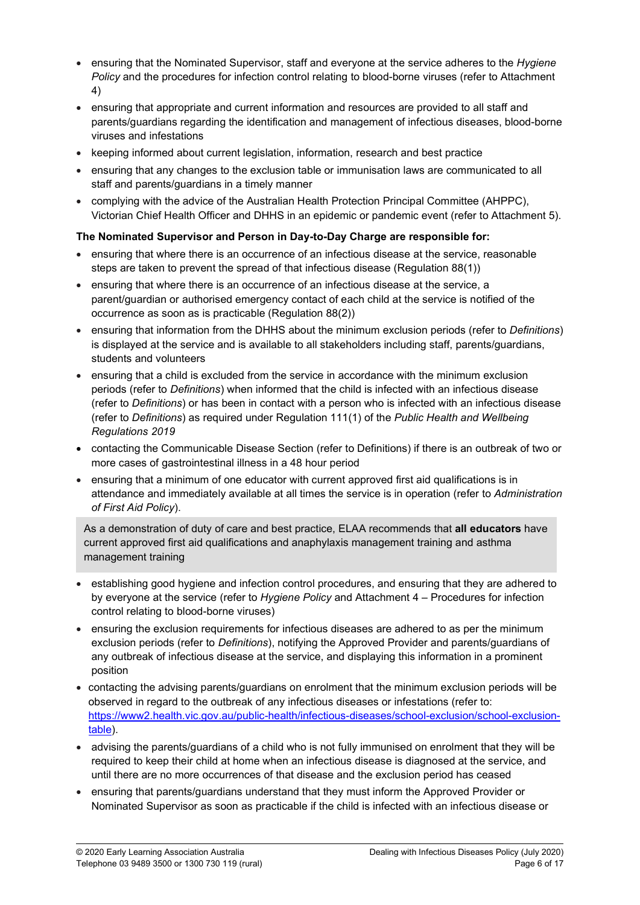- ensuring that the Nominated Supervisor, staff and everyone at the service adheres to the *Hygiene Policy* and the procedures for infection control relating to blood-borne viruses (refer to Attachment 4)
- ensuring that appropriate and current information and resources are provided to all staff and parents/guardians regarding the identification and management of infectious diseases, blood-borne viruses and infestations
- keeping informed about current legislation, information, research and best practice
- ensuring that any changes to the exclusion table or immunisation laws are communicated to all staff and parents/guardians in a timely manner
- complying with the advice of the Australian Health Protection Principal Committee (AHPPC), Victorian Chief Health Officer and DHHS in an epidemic or pandemic event (refer to Attachment 5).

**The Nominated Supervisor and Person in Day-to-Day Charge are responsible for:**

- ensuring that where there is an occurrence of an infectious disease at the service, reasonable steps are taken to prevent the spread of that infectious disease (Regulation 88(1))
- ensuring that where there is an occurrence of an infectious disease at the service, a parent/guardian or authorised emergency contact of each child at the service is notified of the occurrence as soon as is practicable (Regulation 88(2))
- ensuring that information from the DHHS about the minimum exclusion periods (refer to *Definitions*) is displayed at the service and is available to all stakeholders including staff, parents/guardians, students and volunteers
- ensuring that a child is excluded from the service in accordance with the minimum exclusion periods (refer to *Definitions*) when informed that the child is infected with an infectious disease (refer to *Definitions*) or has been in contact with a person who is infected with an infectious disease (refer to *Definitions*) as required under Regulation 111(1) of the *Public Health and Wellbeing Regulations 2019*
- contacting the Communicable Disease Section (refer to Definitions) if there is an outbreak of two or more cases of gastrointestinal illness in a 48 hour period
- ensuring that a minimum of one educator with current approved first aid qualifications is in attendance and immediately available at all times the service is in operation (refer to *Administration of First Aid Policy*).

As a demonstration of duty of care and best practice, ELAA recommends that **all educators** have current approved first aid qualifications and anaphylaxis management training and asthma management training

- establishing good hygiene and infection control procedures, and ensuring that they are adhered to by everyone at the service (refer to *Hygiene Policy* and Attachment 4 – Procedures for infection control relating to blood-borne viruses)
- ensuring the exclusion requirements for infectious diseases are adhered to as per the minimum exclusion periods (refer to *Definitions*), notifying the Approved Provider and parents/guardians of any outbreak of infectious disease at the service, and displaying this information in a prominent position
- contacting the advising parents/guardians on enrolment that the minimum exclusion periods will be observed in regard to the outbreak of any infectious diseases or infestations (refer to: [https://www2.health.vic.gov.au/public-health/infectious-diseases/school-exclusion/school-exclusion-table](https://www2.health.vic.gov.au/public-health/infectious-diseases/school-exclusion/school-exclusion-table)).
- advising the parents/guardians of a child who is not fully immunised on enrolment that they will be required to keep their child at home when an infectious disease is diagnosed at the service, and until there are no more occurrences of that disease and the exclusion period has ceased
- ensuring that parents/guardians understand that they must inform the Approved Provider or Nominated Supervisor as soon as practicable if the child is infected with an infectious disease or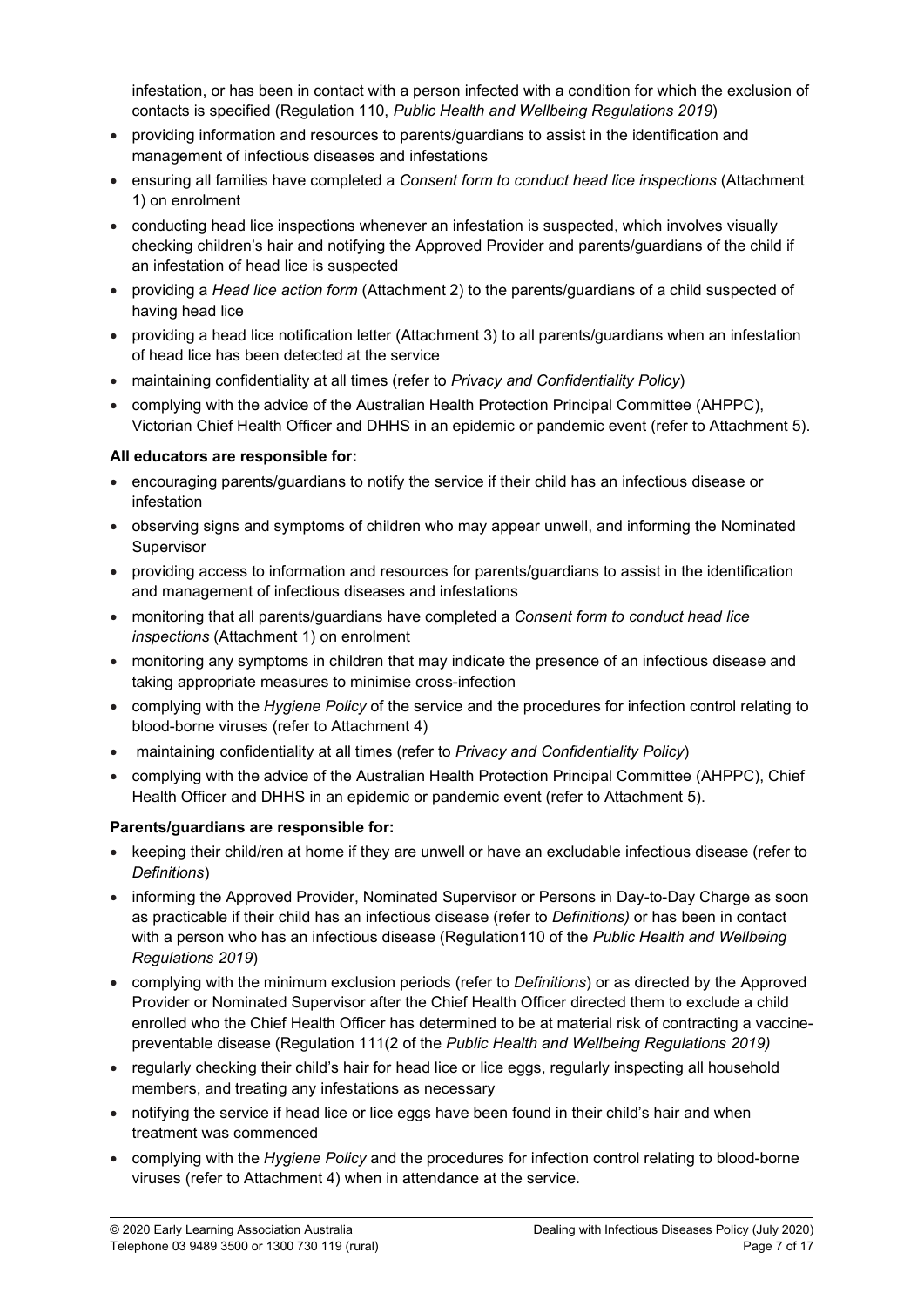infestation, or has been in contact with a person infected with a condition for which the exclusion of contacts is specified (Regulation 110, *Public Health and Wellbeing Regulations 2019*)

- providing information and resources to parents/guardians to assist in the identification and management of infectious diseases and infestations
- ensuring all families have completed a *Consent form to conduct head lice inspections* (Attachment 1) on enrolment
- conducting head lice inspections whenever an infestation is suspected, which involves visually checking children's hair and notifying the Approved Provider and parents/guardians of the child if an infestation of head lice is suspected
- providing a *Head lice action form* (Attachment 2) to the parents/guardians of a child suspected of having head lice
- providing a head lice notification letter (Attachment 3) to all parents/guardians when an infestation of head lice has been detected at the service
- maintaining confidentiality at all times (refer to *Privacy and Confidentiality Policy*)
- complying with the advice of the Australian Health Protection Principal Committee (AHPPC), Victorian Chief Health Officer and DHHS in an epidemic or pandemic event (refer to Attachment 5).

**All educators are responsible for:**

- encouraging parents/guardians to notify the service if their child has an infectious disease or infestation
- observing signs and symptoms of children who may appear unwell, and informing the Nominated Supervisor
- providing access to information and resources for parents/guardians to assist in the identification and management of infectious diseases and infestations
- monitoring that all parents/guardians have completed a *Consent form to conduct head lice inspections* (Attachment 1) on enrolment
- monitoring any symptoms in children that may indicate the presence of an infectious disease and taking appropriate measures to minimise cross-infection
- complying with the *Hygiene Policy* of the service and the procedures for infection control relating to blood-borne viruses (refer to Attachment 4)
- maintaining confidentiality at all times (refer to *Privacy and Confidentiality Policy*)
- complying with the advice of the Australian Health Protection Principal Committee (AHPPC), Chief Health Officer and DHHS in an epidemic or pandemic event (refer to Attachment 5).

**Parents/guardians are responsible for:**

- keeping their child/ren at home if they are unwell or have an excludable infectious disease (refer to *Definitions*)
- informing the Approved Provider, Nominated Supervisor or Persons in Day-to-Day Charge as soon as practicable if their child has an infectious disease (refer to *Definitions)* or has been in contact with a person who has an infectious disease (Regulation110 of the *Public Health and Wellbeing Regulations 2019*)
- complying with the minimum exclusion periods (refer to *Definitions*) or as directed by the Approved Provider or Nominated Supervisor after the Chief Health Officer directed them to exclude a child enrolled who the Chief Health Officer has determined to be at material risk of contracting a vaccine-preventable disease (Regulation 111(2 of the *Public Health and Wellbeing Regulations 2019)*
- regularly checking their child's hair for head lice or lice eggs, regularly inspecting all household members, and treating any infestations as necessary
- notifying the service if head lice or lice eggs have been found in their child's hair and when treatment was commenced
- complying with the *Hygiene Policy* and the procedures for infection control relating to blood-borne viruses (refer to Attachment 4) when in attendance at the service.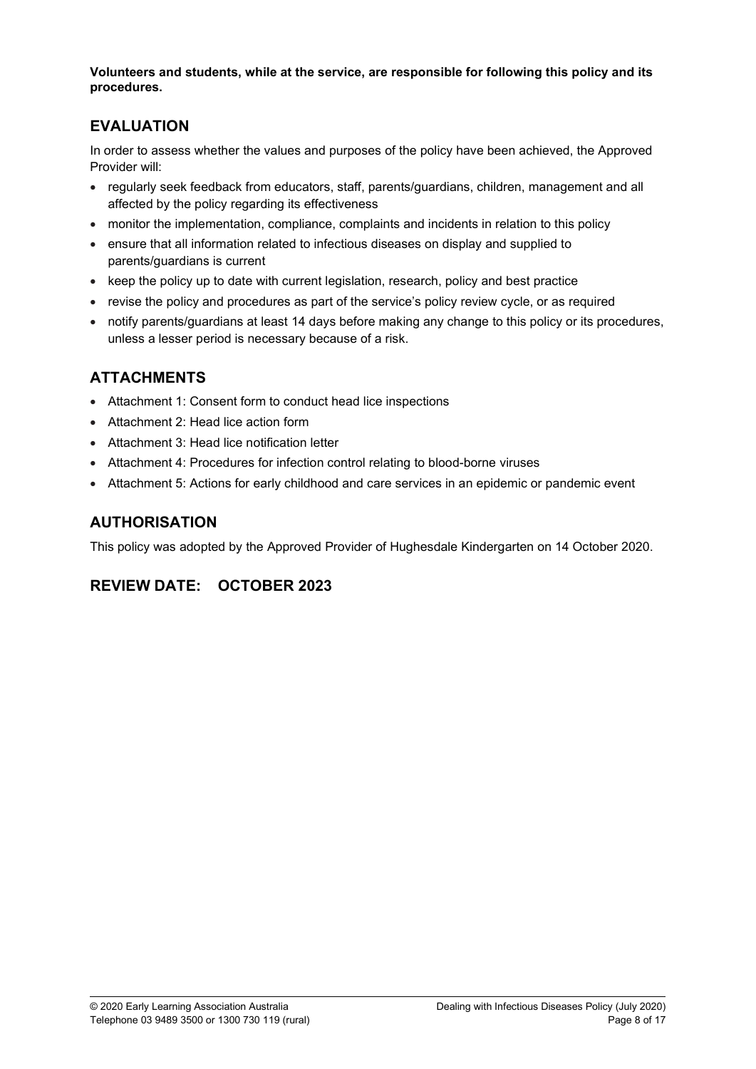**Volunteers and students, while at the service, are responsible for following this policy and its procedures.**

## EVALUATION

In order to assess whether the values and purposes of the policy have been achieved, the Approved Provider will:

- regularly seek feedback from educators, staff, parents/guardians, children, management and all affected by the policy regarding its effectiveness
- monitor the implementation, compliance, complaints and incidents in relation to this policy
- ensure that all information related to infectious diseases on display and supplied to parents/guardians is current
- keep the policy up to date with current legislation, research, policy and best practice
- revise the policy and procedures as part of the service's policy review cycle, or as required
- notify parents/guardians at least 14 days before making any change to this policy or its procedures, unless a lesser period is necessary because of a risk.

## ATTACHMENTS

- Attachment 1: Consent form to conduct head lice inspections
- Attachment 2: Head lice action form
- Attachment 3: Head lice notification letter
- Attachment 4: Procedures for infection control relating to blood-borne viruses
- Attachment 5: Actions for early childhood and care services in an epidemic or pandemic event

## AUTHORISATION

This policy was adopted by the Approved Provider of Hughesdale Kindergarten on 14 October 2020.

## REVIEW DATE: OCTOBER 2023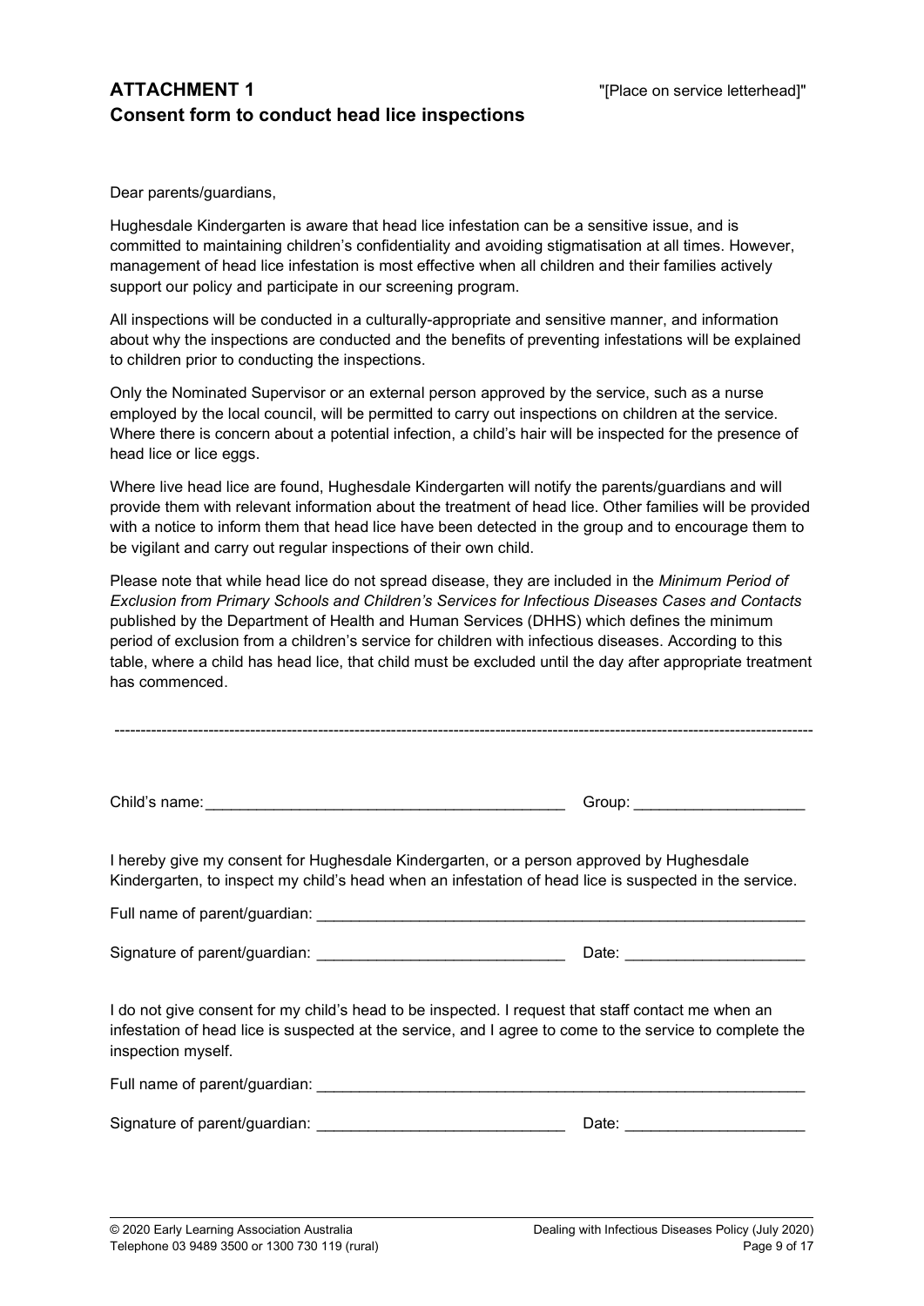# ATTACHMENT 1
## Consent form to conduct head lice inspections

"[Place on service letterhead]"

Dear parents/guardians,

Hughesdale Kindergarten is aware that head lice infestation can be a sensitive issue, and is committed to maintaining children's confidentiality and avoiding stigmatisation at all times. However, management of head lice infestation is most effective when all children and their families actively support our policy and participate in our screening program.

All inspections will be conducted in a culturally-appropriate and sensitive manner, and information about why the inspections are conducted and the benefits of preventing infestations will be explained to children prior to conducting the inspections.

Only the Nominated Supervisor or an external person approved by the service, such as a nurse employed by the local council, will be permitted to carry out inspections on children at the service. Where there is concern about a potential infection, a child's hair will be inspected for the presence of head lice or lice eggs.

Where live head lice are found, Hughesdale Kindergarten will notify the parents/guardians and will provide them with relevant information about the treatment of head lice. Other families will be provided with a notice to inform them that head lice have been detected in the group and to encourage them to be vigilant and carry out regular inspections of their own child.

Please note that while head lice do not spread disease, they are included in the *Minimum Period of Exclusion from Primary Schools and Children's Services for Infectious Diseases Cases and Contacts* published by the Department of Health and Human Services (DHHS) which defines the minimum period of exclusion from a children's service for children with infectious diseases. According to this table, where a child has head lice, that child must be excluded until the day after appropriate treatment has commenced.

---

Child's name: ____________________________________________ Group: ____________________

I hereby give my consent for Hughesdale Kindergarten, or a person approved by Hughesdale Kindergarten, to inspect my child's head when an infestation of head lice is suspected in the service.

Full name of parent/guardian: ____________________________________________________________

Signature of parent/guardian: _____________________________ Date: _____________________

I do not give consent for my child's head to be inspected. I request that staff contact me when an infestation of head lice is suspected at the service, and I agree to come to the service to complete the inspection myself.

Full name of parent/guardian: ____________________________________________________________

Signature of parent/guardian: _____________________________ Date: _____________________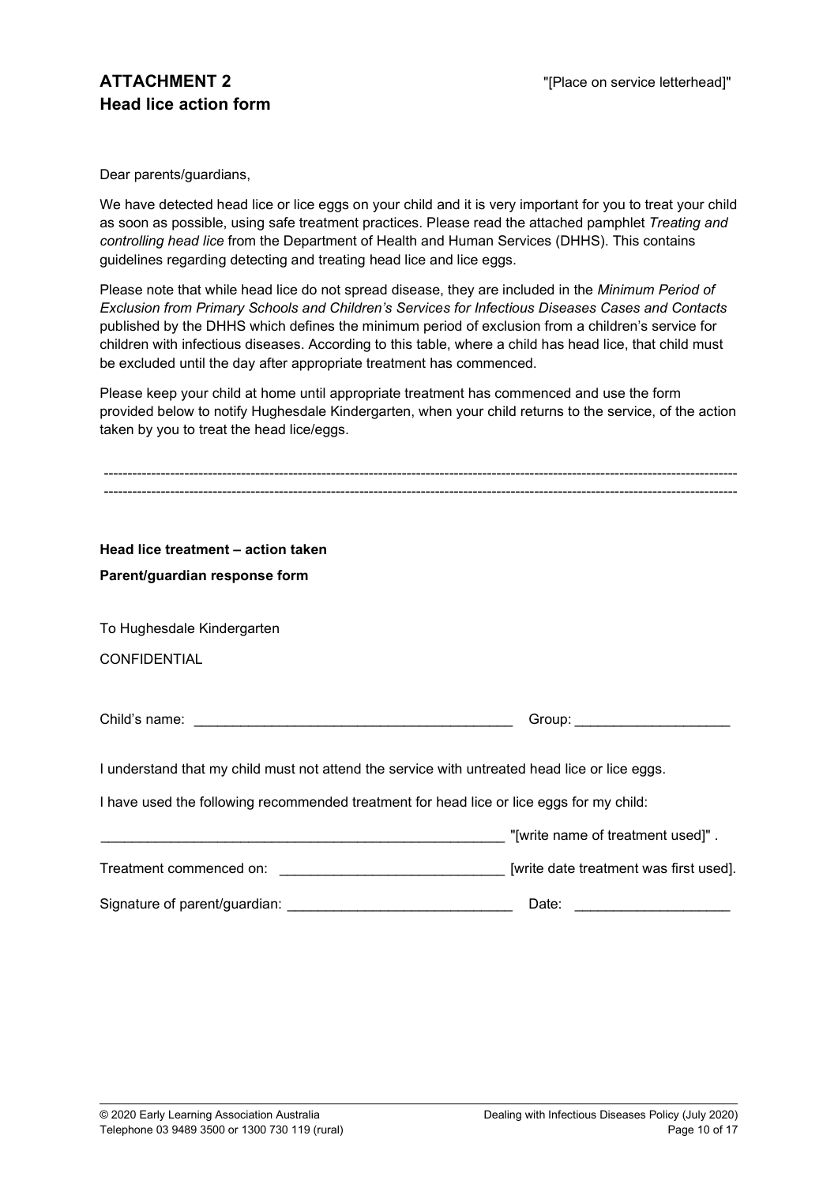## ATTACHMENT 2
## Head lice action form

"[Place on service letterhead]"

Dear parents/guardians,

We have detected head lice or lice eggs on your child and it is very important for you to treat your child as soon as possible, using safe treatment practices. Please read the attached pamphlet *Treating and controlling head lice* from the Department of Health and Human Services (DHHS). This contains guidelines regarding detecting and treating head lice and lice eggs.

Please note that while head lice do not spread disease, they are included in the *Minimum Period of Exclusion from Primary Schools and Children's Services for Infectious Diseases Cases and Contacts* published by the DHHS which defines the minimum period of exclusion from a children's service for children with infectious diseases. According to this table, where a child has head lice, that child must be excluded until the day after appropriate treatment has commenced.

Please keep your child at home until appropriate treatment has commenced and use the form provided below to notify Hughesdale Kindergarten, when your child returns to the service, of the action taken by you to treat the head lice/eggs.

---

---

**Head lice treatment – action taken**

**Parent/guardian response form**

To Hughesdale Kindergarten

CONFIDENTIAL

Child's name: _________________________________________ Group: ____________________

I understand that my child must not attend the service with untreated head lice or lice eggs.

I have used the following recommended treatment for head lice or lice eggs for my child:

______________________________________________________ "[write name of treatment used]" .

Treatment commenced on: _____________________________ [write date treatment was first used].

Signature of parent/guardian: _____________________________ Date: ____________________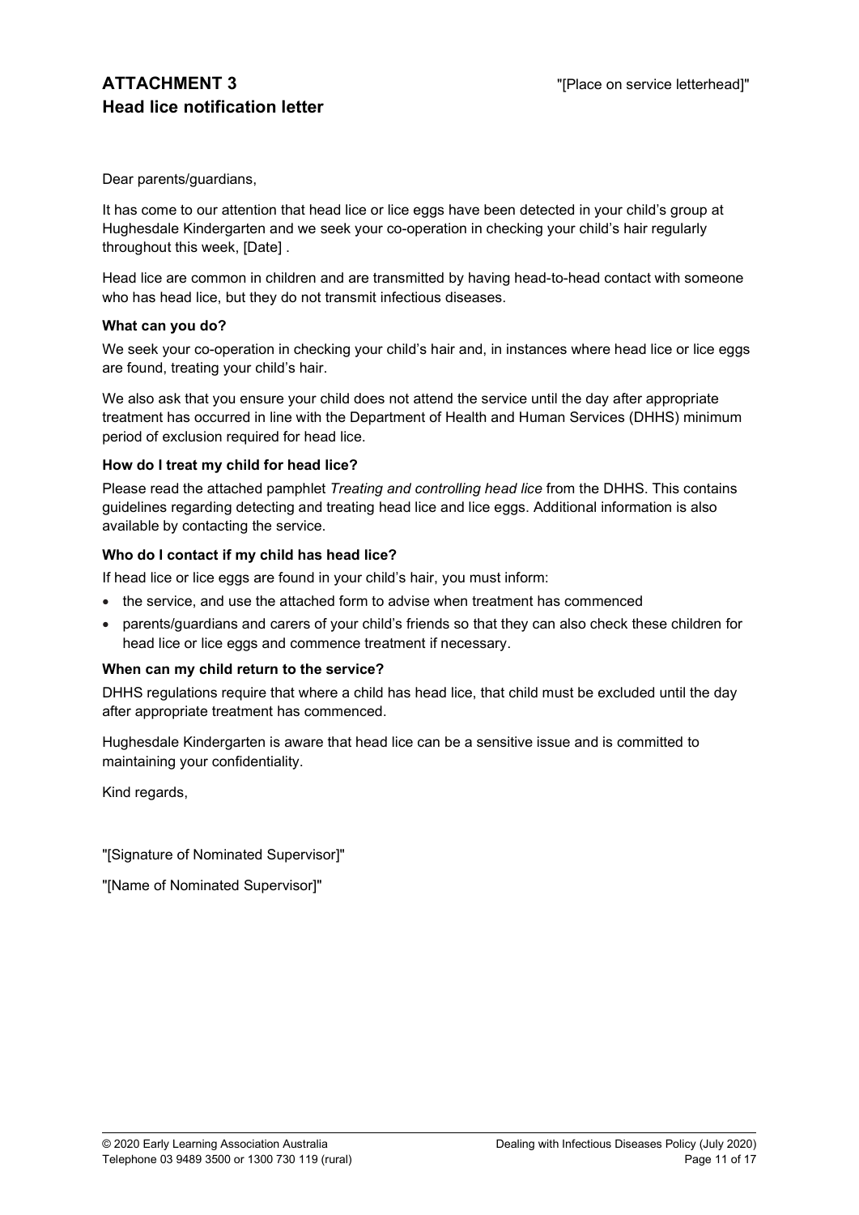## ATTACHMENT 3
## Head lice notification letter

"[Place on service letterhead]"

Dear parents/guardians,

It has come to our attention that head lice or lice eggs have been detected in your child's group at Hughesdale Kindergarten and we seek your co-operation in checking your child's hair regularly throughout this week, [Date] .

Head lice are common in children and are transmitted by having head-to-head contact with someone who has head lice, but they do not transmit infectious diseases.

**What can you do?**

We seek your co-operation in checking your child's hair and, in instances where head lice or lice eggs are found, treating your child's hair.

We also ask that you ensure your child does not attend the service until the day after appropriate treatment has occurred in line with the Department of Health and Human Services (DHHS) minimum period of exclusion required for head lice.

**How do I treat my child for head lice?**

Please read the attached pamphlet *Treating and controlling head lice* from the DHHS. This contains guidelines regarding detecting and treating head lice and lice eggs. Additional information is also available by contacting the service.

**Who do I contact if my child has head lice?**

If head lice or lice eggs are found in your child's hair, you must inform:

- the service, and use the attached form to advise when treatment has commenced
- parents/guardians and carers of your child's friends so that they can also check these children for head lice or lice eggs and commence treatment if necessary.

**When can my child return to the service?**

DHHS regulations require that where a child has head lice, that child must be excluded until the day after appropriate treatment has commenced.

Hughesdale Kindergarten is aware that head lice can be a sensitive issue and is committed to maintaining your confidentiality.

Kind regards,

"[Signature of Nominated Supervisor]"

"[Name of Nominated Supervisor]"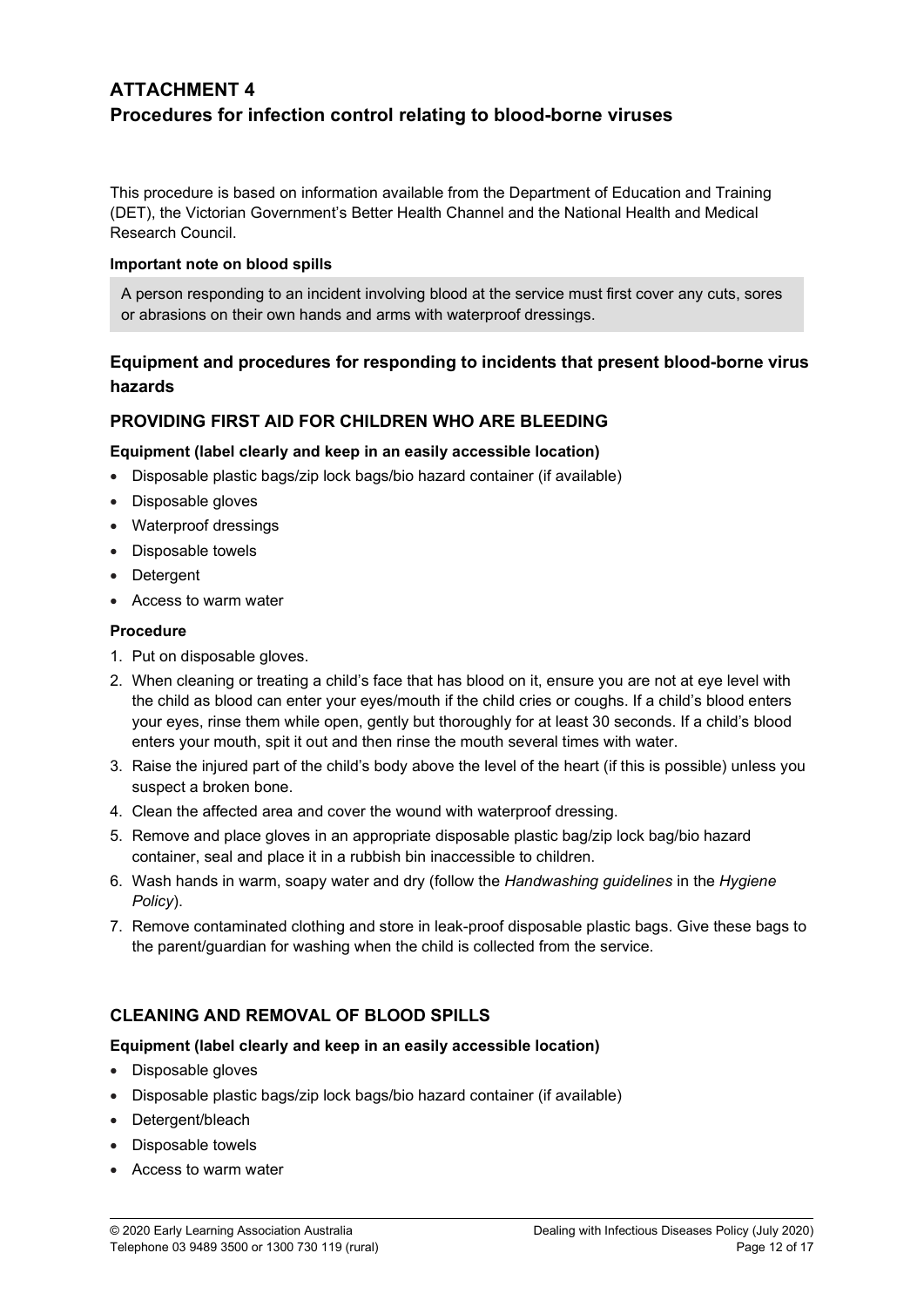# ATTACHMENT 4

## Procedures for infection control relating to blood-borne viruses

This procedure is based on information available from the Department of Education and Training (DET), the Victorian Government's Better Health Channel and the National Health and Medical Research Council.

**Important note on blood spills**

A person responding to an incident involving blood at the service must first cover any cuts, sores or abrasions on their own hands and arms with waterproof dressings.

### Equipment and procedures for responding to incidents that present blood-borne virus hazards

### PROVIDING FIRST AID FOR CHILDREN WHO ARE BLEEDING

**Equipment (label clearly and keep in an easily accessible location)**

- Disposable plastic bags/zip lock bags/bio hazard container (if available)
- Disposable gloves
- Waterproof dressings
- Disposable towels
- Detergent
- Access to warm water

**Procedure**

1. Put on disposable gloves.
2. When cleaning or treating a child's face that has blood on it, ensure you are not at eye level with the child as blood can enter your eyes/mouth if the child cries or coughs. If a child's blood enters your eyes, rinse them while open, gently but thoroughly for at least 30 seconds. If a child's blood enters your mouth, spit it out and then rinse the mouth several times with water.
3. Raise the injured part of the child's body above the level of the heart (if this is possible) unless you suspect a broken bone.
4. Clean the affected area and cover the wound with waterproof dressing.
5. Remove and place gloves in an appropriate disposable plastic bag/zip lock bag/bio hazard container, seal and place it in a rubbish bin inaccessible to children.
6. Wash hands in warm, soapy water and dry (follow the *Handwashing guidelines* in the *Hygiene Policy*).
7. Remove contaminated clothing and store in leak-proof disposable plastic bags. Give these bags to the parent/guardian for washing when the child is collected from the service.

### CLEANING AND REMOVAL OF BLOOD SPILLS

**Equipment (label clearly and keep in an easily accessible location)**

- Disposable gloves
- Disposable plastic bags/zip lock bags/bio hazard container (if available)
- Detergent/bleach
- Disposable towels
- Access to warm water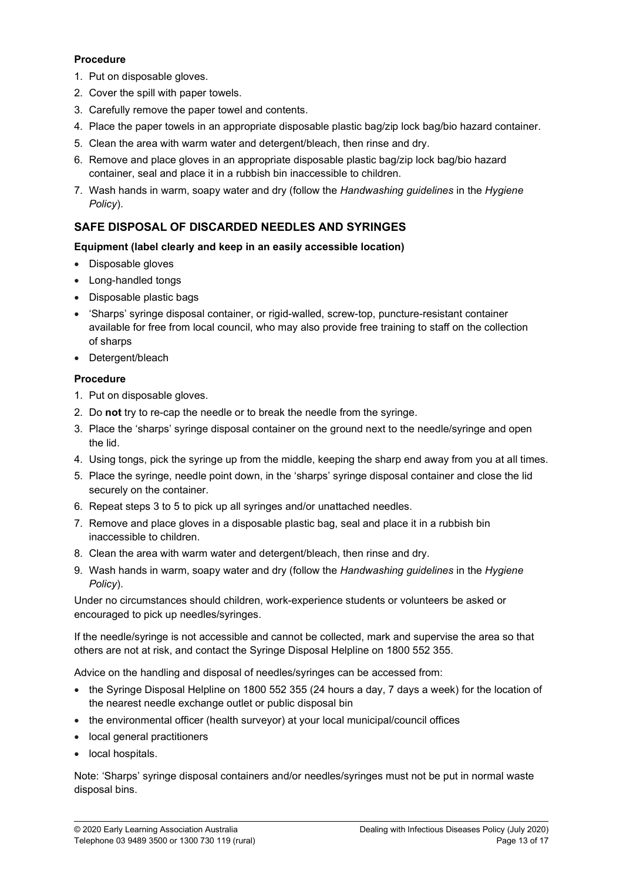**Procedure**

1. Put on disposable gloves.
2. Cover the spill with paper towels.
3. Carefully remove the paper towel and contents.
4. Place the paper towels in an appropriate disposable plastic bag/zip lock bag/bio hazard container.
5. Clean the area with warm water and detergent/bleach, then rinse and dry.
6. Remove and place gloves in an appropriate disposable plastic bag/zip lock bag/bio hazard container, seal and place it in a rubbish bin inaccessible to children.
7. Wash hands in warm, soapy water and dry (follow the *Handwashing guidelines* in the *Hygiene Policy*).

## SAFE DISPOSAL OF DISCARDED NEEDLES AND SYRINGES

**Equipment (label clearly and keep in an easily accessible location)**

- Disposable gloves
- Long-handled tongs
- Disposable plastic bags
- 'Sharps' syringe disposal container, or rigid-walled, screw-top, puncture-resistant container available for free from local council, who may also provide free training to staff on the collection of sharps
- Detergent/bleach

**Procedure**

1. Put on disposable gloves.
2. Do **not** try to re-cap the needle or to break the needle from the syringe.
3. Place the 'sharps' syringe disposal container on the ground next to the needle/syringe and open the lid.
4. Using tongs, pick the syringe up from the middle, keeping the sharp end away from you at all times.
5. Place the syringe, needle point down, in the 'sharps' syringe disposal container and close the lid securely on the container.
6. Repeat steps 3 to 5 to pick up all syringes and/or unattached needles.
7. Remove and place gloves in a disposable plastic bag, seal and place it in a rubbish bin inaccessible to children.
8. Clean the area with warm water and detergent/bleach, then rinse and dry.
9. Wash hands in warm, soapy water and dry (follow the *Handwashing guidelines* in the *Hygiene Policy*).

Under no circumstances should children, work-experience students or volunteers be asked or encouraged to pick up needles/syringes.

If the needle/syringe is not accessible and cannot be collected, mark and supervise the area so that others are not at risk, and contact the Syringe Disposal Helpline on 1800 552 355.

Advice on the handling and disposal of needles/syringes can be accessed from:

- the Syringe Disposal Helpline on 1800 552 355 (24 hours a day, 7 days a week) for the location of the nearest needle exchange outlet or public disposal bin
- the environmental officer (health surveyor) at your local municipal/council offices
- local general practitioners
- local hospitals.

Note: 'Sharps' syringe disposal containers and/or needles/syringes must not be put in normal waste disposal bins.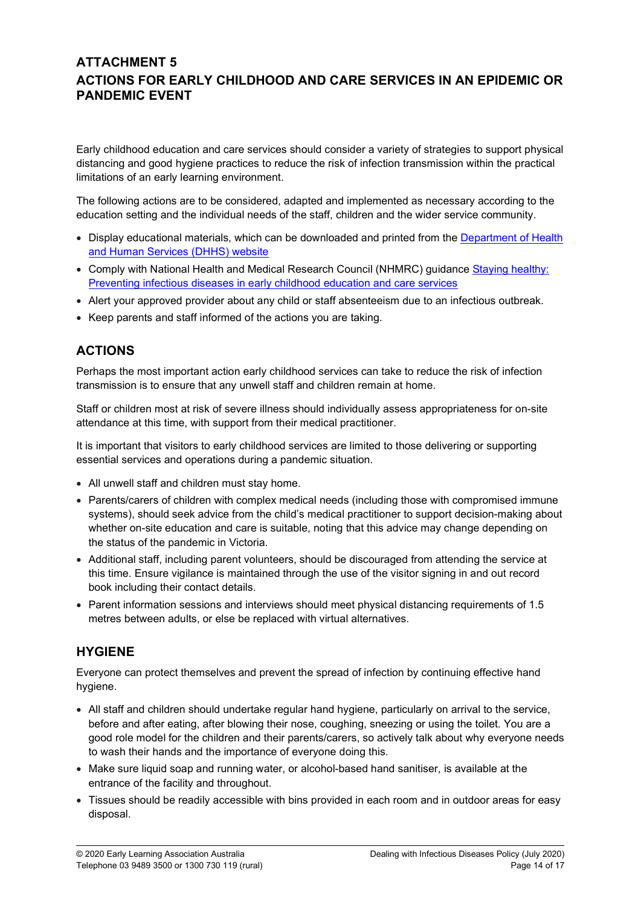# ATTACHMENT 5
# ACTIONS FOR EARLY CHILDHOOD AND CARE SERVICES IN AN EPIDEMIC OR PANDEMIC EVENT

Early childhood education and care services should consider a variety of strategies to support physical distancing and good hygiene practices to reduce the risk of infection transmission within the practical limitations of an early learning environment.

The following actions are to be considered, adapted and implemented as necessary according to the education setting and the individual needs of the staff, children and the wider service community.

- Display educational materials, which can be downloaded and printed from the Department of Health and Human Services (DHHS) website
- Comply with National Health and Medical Research Council (NHMRC) guidance Staying healthy: Preventing infectious diseases in early childhood education and care services
- Alert your approved provider about any child or staff absenteeism due to an infectious outbreak.
- Keep parents and staff informed of the actions you are taking.

## ACTIONS

Perhaps the most important action early childhood services can take to reduce the risk of infection transmission is to ensure that any unwell staff and children remain at home.

Staff or children most at risk of severe illness should individually assess appropriateness for on-site attendance at this time, with support from their medical practitioner.

It is important that visitors to early childhood services are limited to those delivering or supporting essential services and operations during a pandemic situation.

- All unwell staff and children must stay home.
- Parents/carers of children with complex medical needs (including those with compromised immune systems), should seek advice from the child's medical practitioner to support decision-making about whether on-site education and care is suitable, noting that this advice may change depending on the status of the pandemic in Victoria.
- Additional staff, including parent volunteers, should be discouraged from attending the service at this time. Ensure vigilance is maintained through the use of the visitor signing in and out record book including their contact details.
- Parent information sessions and interviews should meet physical distancing requirements of 1.5 metres between adults, or else be replaced with virtual alternatives.

## HYGIENE

Everyone can protect themselves and prevent the spread of infection by continuing effective hand hygiene.

- All staff and children should undertake regular hand hygiene, particularly on arrival to the service, before and after eating, after blowing their nose, coughing, sneezing or using the toilet. You are a good role model for the children and their parents/carers, so actively talk about why everyone needs to wash their hands and the importance of everyone doing this.
- Make sure liquid soap and running water, or alcohol-based hand sanitiser, is available at the entrance of the facility and throughout.
- Tissues should be readily accessible with bins provided in each room and in outdoor areas for easy disposal.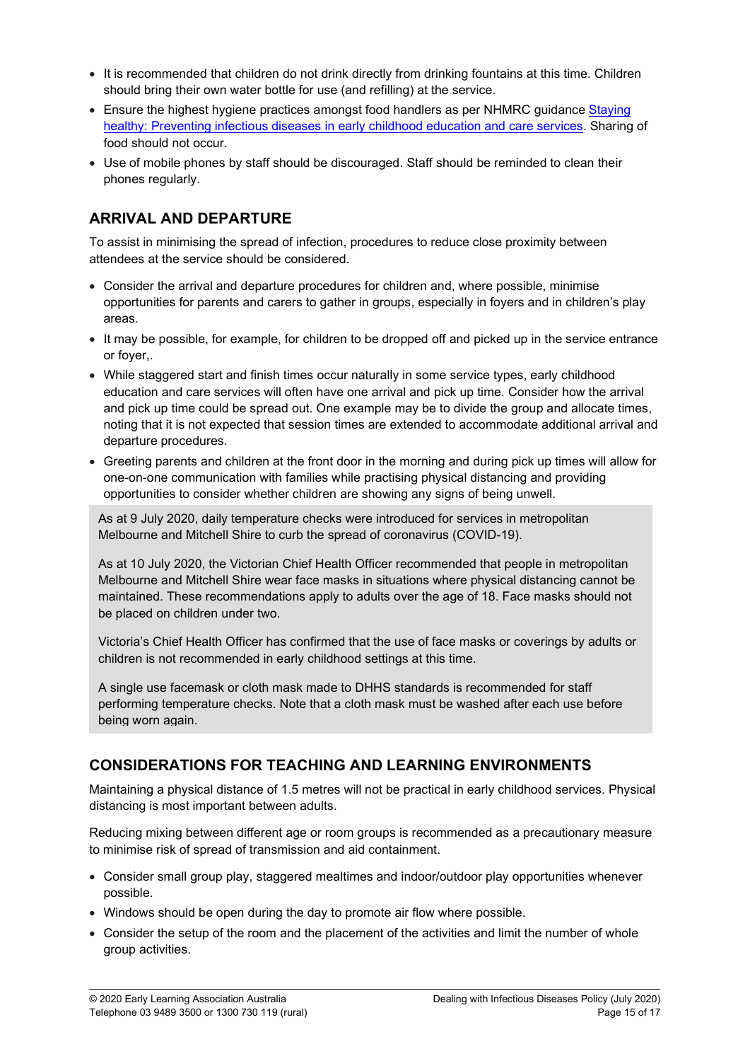- It is recommended that children do not drink directly from drinking fountains at this time. Children should bring their own water bottle for use (and refilling) at the service.
- Ensure the highest hygiene practices amongst food handlers as per NHMRC guidance [Staying healthy: Preventing infectious diseases in early childhood education and care services](). Sharing of food should not occur.
- Use of mobile phones by staff should be discouraged. Staff should be reminded to clean their phones regularly.

## ARRIVAL AND DEPARTURE

To assist in minimising the spread of infection, procedures to reduce close proximity between attendees at the service should be considered.

- Consider the arrival and departure procedures for children and, where possible, minimise opportunities for parents and carers to gather in groups, especially in foyers and in children's play areas.
- It may be possible, for example, for children to be dropped off and picked up in the service entrance or foyer,.
- While staggered start and finish times occur naturally in some service types, early childhood education and care services will often have one arrival and pick up time. Consider how the arrival and pick up time could be spread out. One example may be to divide the group and allocate times, noting that it is not expected that session times are extended to accommodate additional arrival and departure procedures.
- Greeting parents and children at the front door in the morning and during pick up times will allow for one-on-one communication with families while practising physical distancing and providing opportunities to consider whether children are showing any signs of being unwell.

> As at 9 July 2020, daily temperature checks were introduced for services in metropolitan Melbourne and Mitchell Shire to curb the spread of coronavirus (COVID-19).
>
> As at 10 July 2020, the Victorian Chief Health Officer recommended that people in metropolitan Melbourne and Mitchell Shire wear face masks in situations where physical distancing cannot be maintained. These recommendations apply to adults over the age of 18. Face masks should not be placed on children under two.
>
> Victoria's Chief Health Officer has confirmed that the use of face masks or coverings by adults or children is not recommended in early childhood settings at this time.
>
> A single use facemask or cloth mask made to DHHS standards is recommended for staff performing temperature checks. Note that a cloth mask must be washed after each use before being worn again.

## CONSIDERATIONS FOR TEACHING AND LEARNING ENVIRONMENTS

Maintaining a physical distance of 1.5 metres will not be practical in early childhood services. Physical distancing is most important between adults.

Reducing mixing between different age or room groups is recommended as a precautionary measure to minimise risk of spread of transmission and aid containment.

- Consider small group play, staggered mealtimes and indoor/outdoor play opportunities whenever possible.
- Windows should be open during the day to promote air flow where possible.
- Consider the setup of the room and the placement of the activities and limit the number of whole group activities.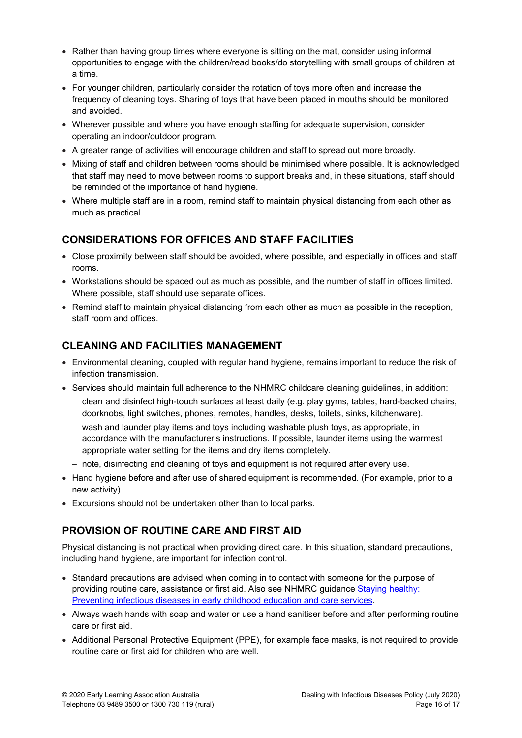- Rather than having group times where everyone is sitting on the mat, consider using informal opportunities to engage with the children/read books/do storytelling with small groups of children at a time.
- For younger children, particularly consider the rotation of toys more often and increase the frequency of cleaning toys. Sharing of toys that have been placed in mouths should be monitored and avoided.
- Wherever possible and where you have enough staffing for adequate supervision, consider operating an indoor/outdoor program.
- A greater range of activities will encourage children and staff to spread out more broadly.
- Mixing of staff and children between rooms should be minimised where possible. It is acknowledged that staff may need to move between rooms to support breaks and, in these situations, staff should be reminded of the importance of hand hygiene.
- Where multiple staff are in a room, remind staff to maintain physical distancing from each other as much as practical.

## CONSIDERATIONS FOR OFFICES AND STAFF FACILITIES

- Close proximity between staff should be avoided, where possible, and especially in offices and staff rooms.
- Workstations should be spaced out as much as possible, and the number of staff in offices limited. Where possible, staff should use separate offices.
- Remind staff to maintain physical distancing from each other as much as possible in the reception, staff room and offices.

## CLEANING AND FACILITIES MANAGEMENT

- Environmental cleaning, coupled with regular hand hygiene, remains important to reduce the risk of infection transmission.
- Services should maintain full adherence to the NHMRC childcare cleaning guidelines, in addition:
  - clean and disinfect high-touch surfaces at least daily (e.g. play gyms, tables, hard-backed chairs, doorknobs, light switches, phones, remotes, handles, desks, toilets, sinks, kitchenware).
  - wash and launder play items and toys including washable plush toys, as appropriate, in accordance with the manufacturer's instructions. If possible, launder items using the warmest appropriate water setting for the items and dry items completely.
  - note, disinfecting and cleaning of toys and equipment is not required after every use.
- Hand hygiene before and after use of shared equipment is recommended. (For example, prior to a new activity).
- Excursions should not be undertaken other than to local parks.

## PROVISION OF ROUTINE CARE AND FIRST AID

Physical distancing is not practical when providing direct care. In this situation, standard precautions, including hand hygiene, are important for infection control.

- Standard precautions are advised when coming in to contact with someone for the purpose of providing routine care, assistance or first aid. Also see NHMRC guidance Staying healthy: Preventing infectious diseases in early childhood education and care services.
- Always wash hands with soap and water or use a hand sanitiser before and after performing routine care or first aid.
- Additional Personal Protective Equipment (PPE), for example face masks, is not required to provide routine care or first aid for children who are well.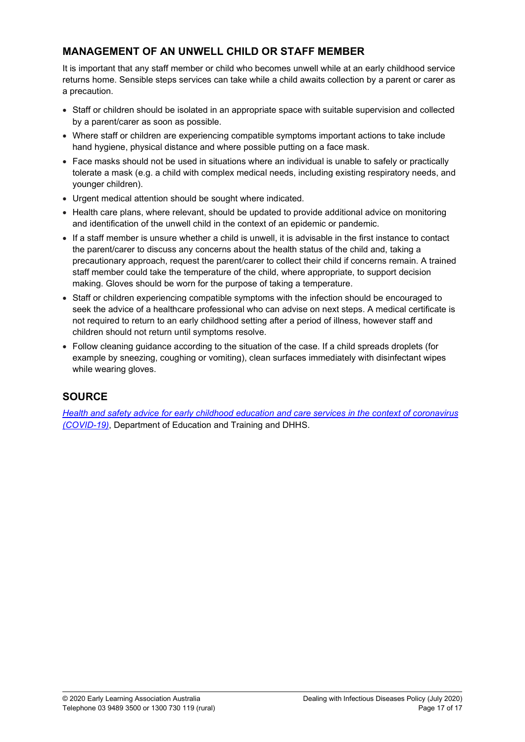## MANAGEMENT OF AN UNWELL CHILD OR STAFF MEMBER

It is important that any staff member or child who becomes unwell while at an early childhood service returns home. Sensible steps services can take while a child awaits collection by a parent or carer as a precaution.

- Staff or children should be isolated in an appropriate space with suitable supervision and collected by a parent/carer as soon as possible.
- Where staff or children are experiencing compatible symptoms important actions to take include hand hygiene, physical distance and where possible putting on a face mask.
- Face masks should not be used in situations where an individual is unable to safely or practically tolerate a mask (e.g. a child with complex medical needs, including existing respiratory needs, and younger children).
- Urgent medical attention should be sought where indicated.
- Health care plans, where relevant, should be updated to provide additional advice on monitoring and identification of the unwell child in the context of an epidemic or pandemic.
- If a staff member is unsure whether a child is unwell, it is advisable in the first instance to contact the parent/carer to discuss any concerns about the health status of the child and, taking a precautionary approach, request the parent/carer to collect their child if concerns remain. A trained staff member could take the temperature of the child, where appropriate, to support decision making. Gloves should be worn for the purpose of taking a temperature.
- Staff or children experiencing compatible symptoms with the infection should be encouraged to seek the advice of a healthcare professional who can advise on next steps. A medical certificate is not required to return to an early childhood setting after a period of illness, however staff and children should not return until symptoms resolve.
- Follow cleaning guidance according to the situation of the case. If a child spreads droplets (for example by sneezing, coughing or vomiting), clean surfaces immediately with disinfectant wipes while wearing gloves.

## SOURCE

*Health and safety advice for early childhood education and care services in the context of coronavirus (COVID-19)*, Department of Education and Training and DHHS.